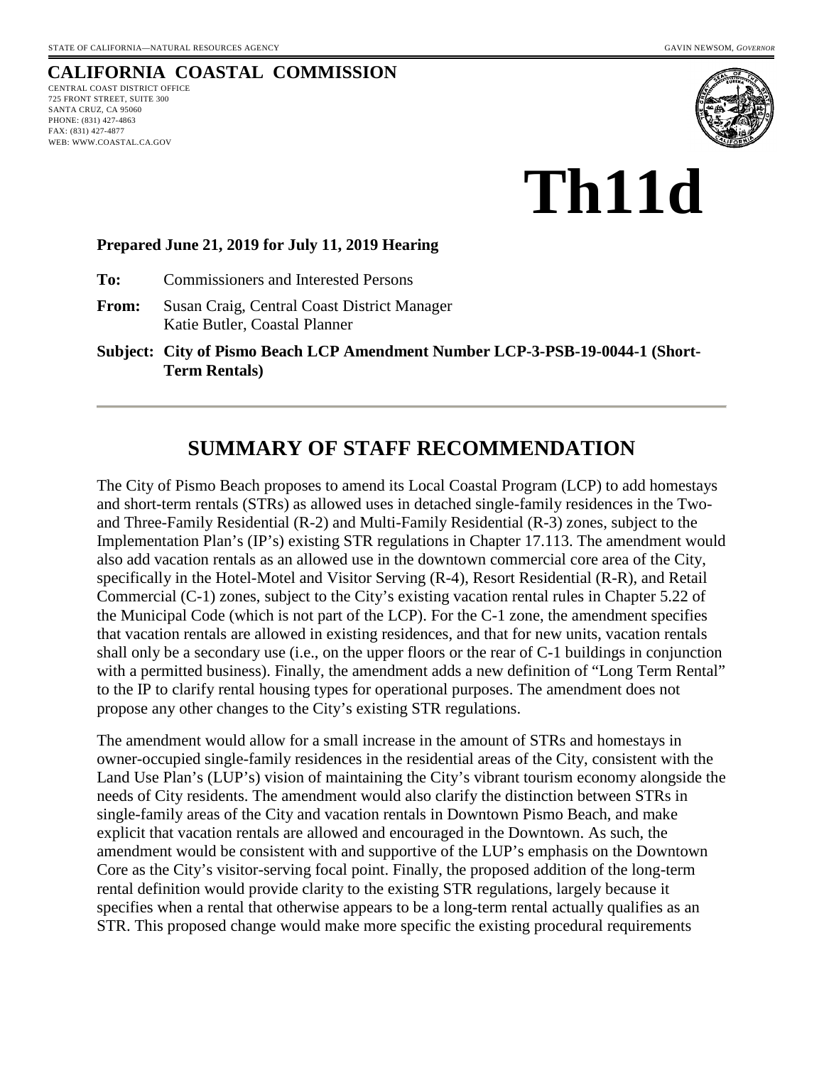STATE OF CALIFORNIA—NATURAL RESOURCES AGENCY

GAVIN NEWSOM, *GOVERNOR*

**CALIFORNIA COASTAL COMMISSION**

CENTRAL COAST DISTRICT OFFICE
725 FRONT STREET, SUITE 300
SANTA CRUZ, CA 95060
PHONE: (831) 427-4863
FAX: (831) 427-4877
WEB: WWW.COASTAL.CA.GOV

# Th11d

**Prepared June 21, 2019 for July 11, 2019 Hearing**

**To:** Commissioners and Interested Persons

**From:** Susan Craig, Central Coast District Manager
Katie Butler, Coastal Planner

**Subject: City of Pismo Beach LCP Amendment Number LCP-3-PSB-19-0044-1 (Short-Term Rentals)**

---

## SUMMARY OF STAFF RECOMMENDATION

The City of Pismo Beach proposes to amend its Local Coastal Program (LCP) to add homestays and short-term rentals (STRs) as allowed uses in detached single-family residences in the Two- and Three-Family Residential (R-2) and Multi-Family Residential (R-3) zones, subject to the Implementation Plan's (IP's) existing STR regulations in Chapter 17.113. The amendment would also add vacation rentals as an allowed use in the downtown commercial core area of the City, specifically in the Hotel-Motel and Visitor Serving (R-4), Resort Residential (R-R), and Retail Commercial (C-1) zones, subject to the City's existing vacation rental rules in Chapter 5.22 of the Municipal Code (which is not part of the LCP). For the C-1 zone, the amendment specifies that vacation rentals are allowed in existing residences, and that for new units, vacation rentals shall only be a secondary use (i.e., on the upper floors or the rear of C-1 buildings in conjunction with a permitted business). Finally, the amendment adds a new definition of "Long Term Rental" to the IP to clarify rental housing types for operational purposes. The amendment does not propose any other changes to the City's existing STR regulations.

The amendment would allow for a small increase in the amount of STRs and homestays in owner-occupied single-family residences in the residential areas of the City, consistent with the Land Use Plan's (LUP's) vision of maintaining the City's vibrant tourism economy alongside the needs of City residents. The amendment would also clarify the distinction between STRs in single-family areas of the City and vacation rentals in Downtown Pismo Beach, and make explicit that vacation rentals are allowed and encouraged in the Downtown. As such, the amendment would be consistent with and supportive of the LUP's emphasis on the Downtown Core as the City's visitor-serving focal point. Finally, the proposed addition of the long-term rental definition would provide clarity to the existing STR regulations, largely because it specifies when a rental that otherwise appears to be a long-term rental actually qualifies as an STR. This proposed change would make more specific the existing procedural requirements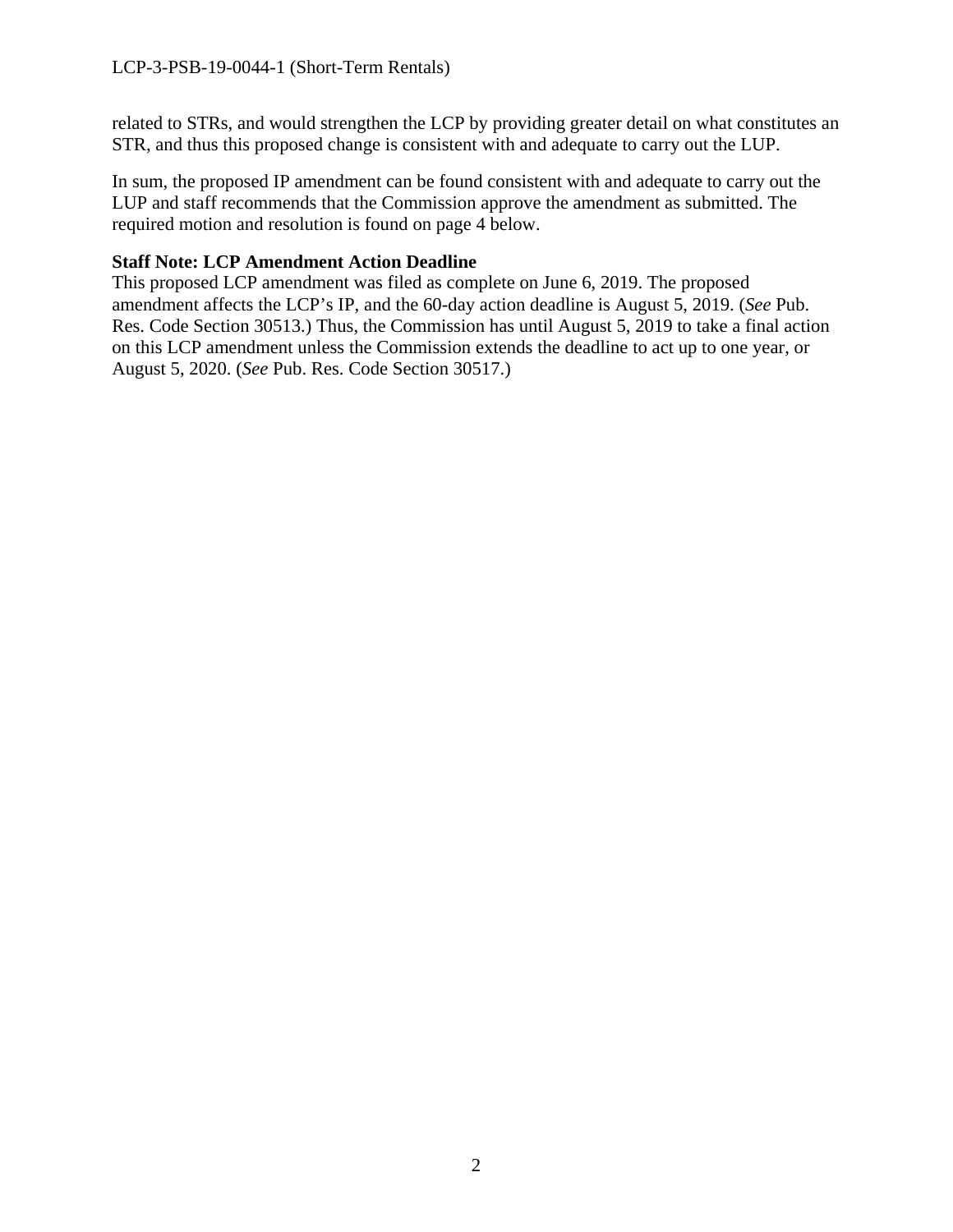related to STRs, and would strengthen the LCP by providing greater detail on what constitutes an STR, and thus this proposed change is consistent with and adequate to carry out the LUP.

In sum, the proposed IP amendment can be found consistent with and adequate to carry out the LUP and staff recommends that the Commission approve the amendment as submitted. The required motion and resolution is found on page 4 below.

**Staff Note: LCP Amendment Action Deadline**

This proposed LCP amendment was filed as complete on June 6, 2019. The proposed amendment affects the LCP's IP, and the 60-day action deadline is August 5, 2019. (*See* Pub. Res. Code Section 30513.) Thus, the Commission has until August 5, 2019 to take a final action on this LCP amendment unless the Commission extends the deadline to act up to one year, or August 5, 2020. (*See* Pub. Res. Code Section 30517.)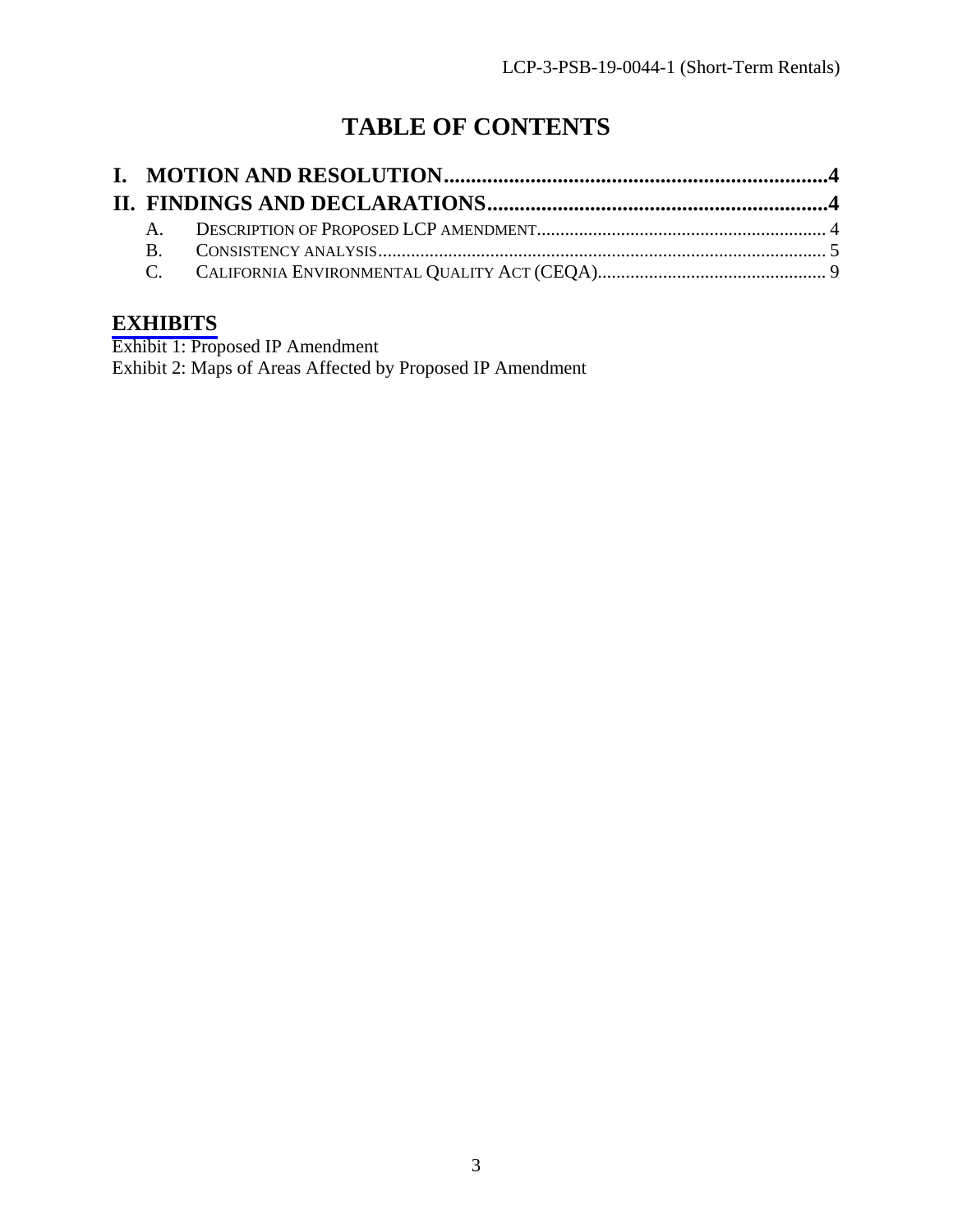# TABLE OF CONTENTS

**I. MOTION AND RESOLUTION....................................................................4**

**II. FINDINGS AND DECLARATIONS............................................................4**

- A. DESCRIPTION OF PROPOSED LCP AMENDMENT............................................................ 4
- B. CONSISTENCY ANALYSIS............................................................................................ 5
- C. CALIFORNIA ENVIRONMENTAL QUALITY ACT (CEQA)................................................ 9

## EXHIBITS

Exhibit 1: Proposed IP Amendment
Exhibit 2: Maps of Areas Affected by Proposed IP Amendment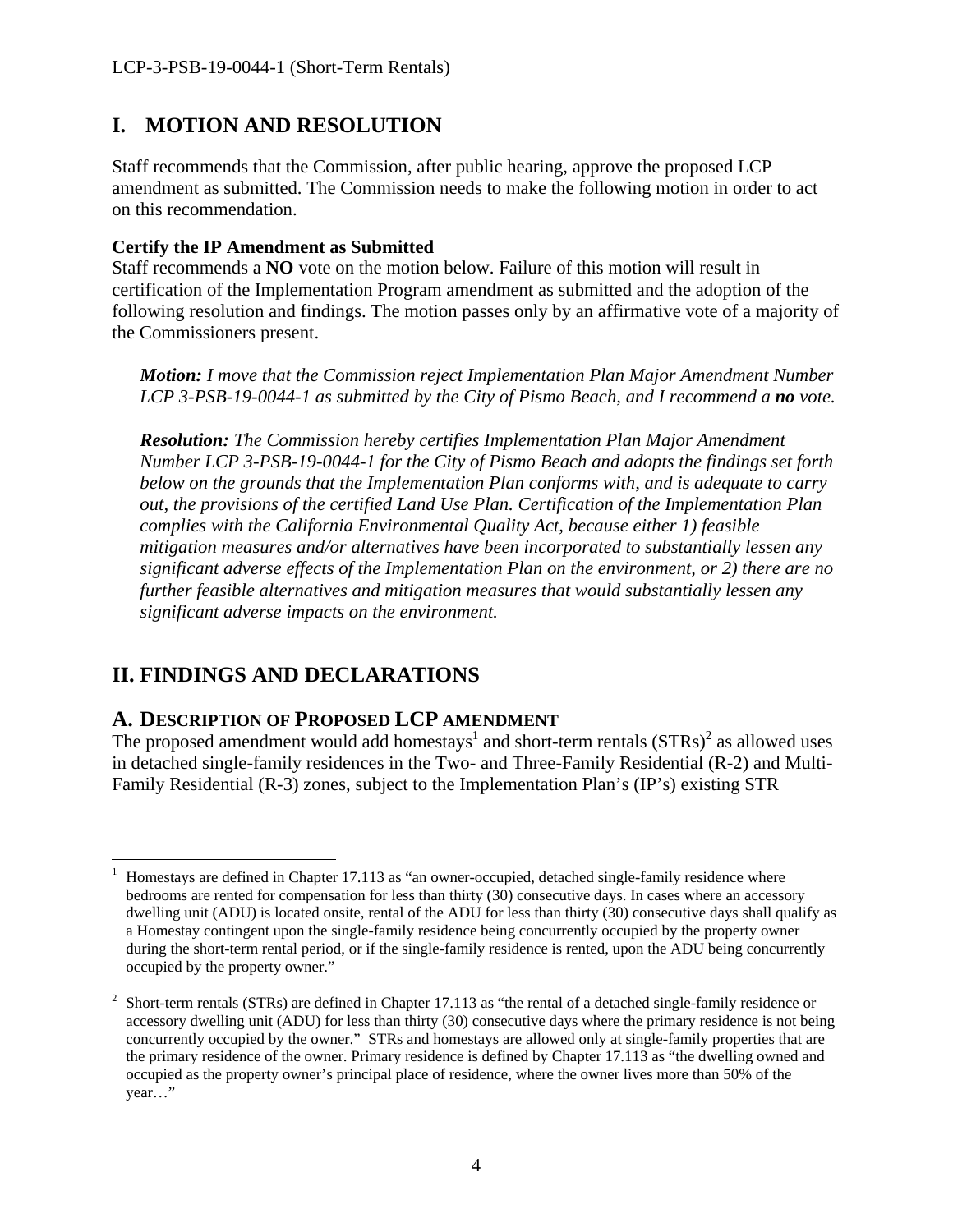# I. MOTION AND RESOLUTION

Staff recommends that the Commission, after public hearing, approve the proposed LCP amendment as submitted. The Commission needs to make the following motion in order to act on this recommendation.

**Certify the IP Amendment as Submitted**
Staff recommends a **NO** vote on the motion below. Failure of this motion will result in certification of the Implementation Program amendment as submitted and the adoption of the following resolution and findings. The motion passes only by an affirmative vote of a majority of the Commissioners present.

> ***Motion:*** *I move that the Commission reject Implementation Plan Major Amendment Number LCP 3-PSB-19-0044-1 as submitted by the City of Pismo Beach, and I recommend a **no** vote.*
>
> ***Resolution:*** *The Commission hereby certifies Implementation Plan Major Amendment Number LCP 3-PSB-19-0044-1 for the City of Pismo Beach and adopts the findings set forth below on the grounds that the Implementation Plan conforms with, and is adequate to carry out, the provisions of the certified Land Use Plan. Certification of the Implementation Plan complies with the California Environmental Quality Act, because either 1) feasible mitigation measures and/or alternatives have been incorporated to substantially lessen any significant adverse effects of the Implementation Plan on the environment, or 2) there are no further feasible alternatives and mitigation measures that would substantially lessen any significant adverse impacts on the environment.*

# II. FINDINGS AND DECLARATIONS

## A. DESCRIPTION OF PROPOSED LCP AMENDMENT

The proposed amendment would add homestays[1] and short-term rentals (STRs)[2] as allowed uses in detached single-family residences in the Two- and Three-Family Residential (R-2) and Multi-Family Residential (R-3) zones, subject to the Implementation Plan's (IP's) existing STR

---

[1] Homestays are defined in Chapter 17.113 as "an owner-occupied, detached single-family residence where bedrooms are rented for compensation for less than thirty (30) consecutive days. In cases where an accessory dwelling unit (ADU) is located onsite, rental of the ADU for less than thirty (30) consecutive days shall qualify as a Homestay contingent upon the single-family residence being concurrently occupied by the property owner during the short-term rental period, or if the single-family residence is rented, upon the ADU being concurrently occupied by the property owner."

[2] Short-term rentals (STRs) are defined in Chapter 17.113 as "the rental of a detached single-family residence or accessory dwelling unit (ADU) for less than thirty (30) consecutive days where the primary residence is not being concurrently occupied by the owner." STRs and homestays are allowed only at single-family properties that are the primary residence of the owner. Primary residence is defined by Chapter 17.113 as "the dwelling owned and occupied as the property owner's principal place of residence, where the owner lives more than 50% of the year…"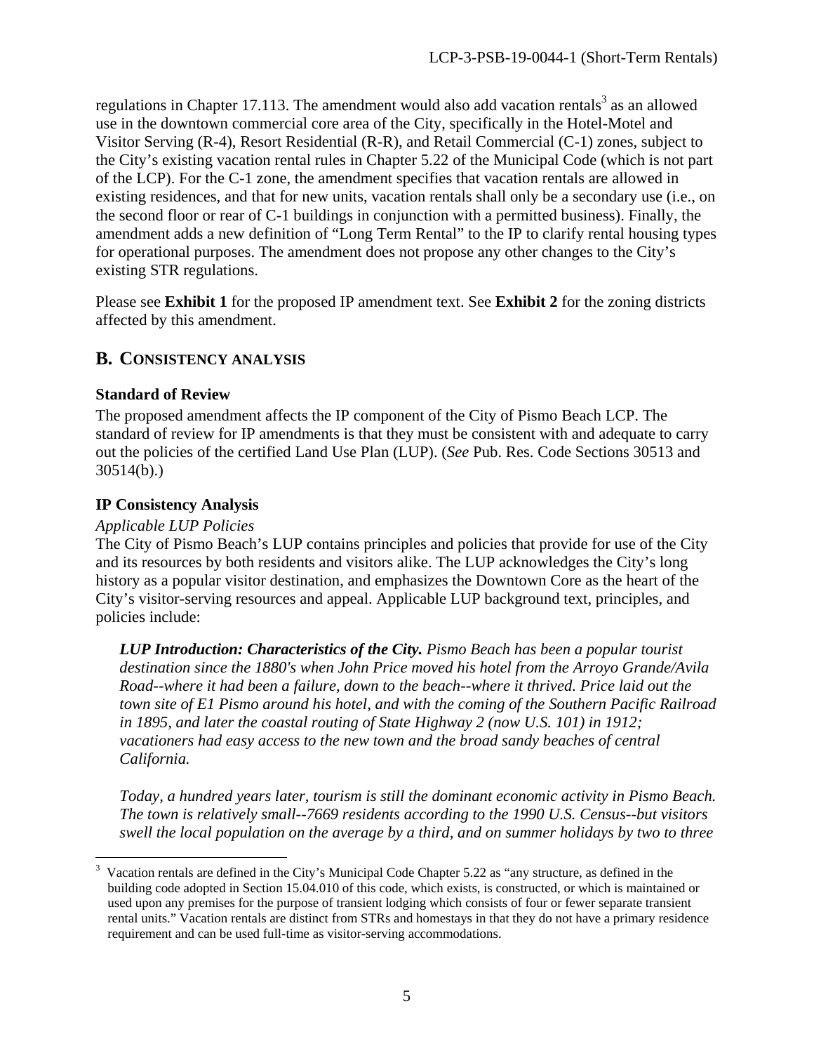regulations in Chapter 17.113. The amendment would also add vacation rentals[3] as an allowed use in the downtown commercial core area of the City, specifically in the Hotel-Motel and Visitor Serving (R-4), Resort Residential (R-R), and Retail Commercial (C-1) zones, subject to the City's existing vacation rental rules in Chapter 5.22 of the Municipal Code (which is not part of the LCP). For the C-1 zone, the amendment specifies that vacation rentals are allowed in existing residences, and that for new units, vacation rentals shall only be a secondary use (i.e., on the second floor or rear of C-1 buildings in conjunction with a permitted business). Finally, the amendment adds a new definition of "Long Term Rental" to the IP to clarify rental housing types for operational purposes. The amendment does not propose any other changes to the City's existing STR regulations.

Please see **Exhibit 1** for the proposed IP amendment text. See **Exhibit 2** for the zoning districts affected by this amendment.

## B. CONSISTENCY ANALYSIS

### Standard of Review

The proposed amendment affects the IP component of the City of Pismo Beach LCP. The standard of review for IP amendments is that they must be consistent with and adequate to carry out the policies of the certified Land Use Plan (LUP). (*See* Pub. Res. Code Sections 30513 and 30514(b).)

### IP Consistency Analysis

*Applicable LUP Policies*

The City of Pismo Beach's LUP contains principles and policies that provide for use of the City and its resources by both residents and visitors alike. The LUP acknowledges the City's long history as a popular visitor destination, and emphasizes the Downtown Core as the heart of the City's visitor-serving resources and appeal. Applicable LUP background text, principles, and policies include:

> ***LUP Introduction: Characteristics of the City.*** *Pismo Beach has been a popular tourist destination since the 1880's when John Price moved his hotel from the Arroyo Grande/Avila Road--where it had been a failure, down to the beach--where it thrived. Price laid out the town site of E1 Pismo around his hotel, and with the coming of the Southern Pacific Railroad in 1895, and later the coastal routing of State Highway 2 (now U.S. 101) in 1912; vacationers had easy access to the new town and the broad sandy beaches of central California.*
>
> *Today, a hundred years later, tourism is still the dominant economic activity in Pismo Beach. The town is relatively small--7669 residents according to the 1990 U.S. Census--but visitors swell the local population on the average by a third, and on summer holidays by two to three*

[3] Vacation rentals are defined in the City's Municipal Code Chapter 5.22 as "any structure, as defined in the building code adopted in Section 15.04.010 of this code, which exists, is constructed, or which is maintained or used upon any premises for the purpose of transient lodging which consists of four or fewer separate transient rental units." Vacation rentals are distinct from STRs and homestays in that they do not have a primary residence requirement and can be used full-time as visitor-serving accommodations.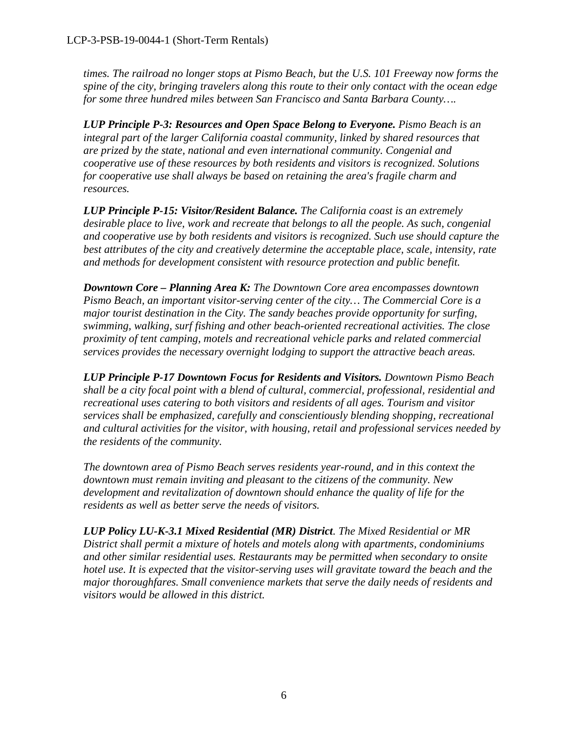*times. The railroad no longer stops at Pismo Beach, but the U.S. 101 Freeway now forms the spine of the city, bringing travelers along this route to their only contact with the ocean edge for some three hundred miles between San Francisco and Santa Barbara County….*

***LUP Principle P-3: Resources and Open Space Belong to Everyone.*** *Pismo Beach is an integral part of the larger California coastal community, linked by shared resources that are prized by the state, national and even international community. Congenial and cooperative use of these resources by both residents and visitors is recognized. Solutions for cooperative use shall always be based on retaining the area's fragile charm and resources.*

***LUP Principle P-15: Visitor/Resident Balance.*** *The California coast is an extremely desirable place to live, work and recreate that belongs to all the people. As such, congenial and cooperative use by both residents and visitors is recognized. Such use should capture the best attributes of the city and creatively determine the acceptable place, scale, intensity, rate and methods for development consistent with resource protection and public benefit.*

***Downtown Core – Planning Area K:*** *The Downtown Core area encompasses downtown Pismo Beach, an important visitor-serving center of the city… The Commercial Core is a major tourist destination in the City. The sandy beaches provide opportunity for surfing, swimming, walking, surf fishing and other beach-oriented recreational activities. The close proximity of tent camping, motels and recreational vehicle parks and related commercial services provides the necessary overnight lodging to support the attractive beach areas.*

***LUP Principle P-17 Downtown Focus for Residents and Visitors.*** *Downtown Pismo Beach shall be a city focal point with a blend of cultural, commercial, professional, residential and recreational uses catering to both visitors and residents of all ages. Tourism and visitor services shall be emphasized, carefully and conscientiously blending shopping, recreational and cultural activities for the visitor, with housing, retail and professional services needed by the residents of the community.*

*The downtown area of Pismo Beach serves residents year-round, and in this context the downtown must remain inviting and pleasant to the citizens of the community. New development and revitalization of downtown should enhance the quality of life for the residents as well as better serve the needs of visitors.*

***LUP Policy LU-K-3.1 Mixed Residential (MR) District****. The Mixed Residential or MR District shall permit a mixture of hotels and motels along with apartments, condominiums and other similar residential uses. Restaurants may be permitted when secondary to onsite hotel use. It is expected that the visitor-serving uses will gravitate toward the beach and the major thoroughfares. Small convenience markets that serve the daily needs of residents and visitors would be allowed in this district.*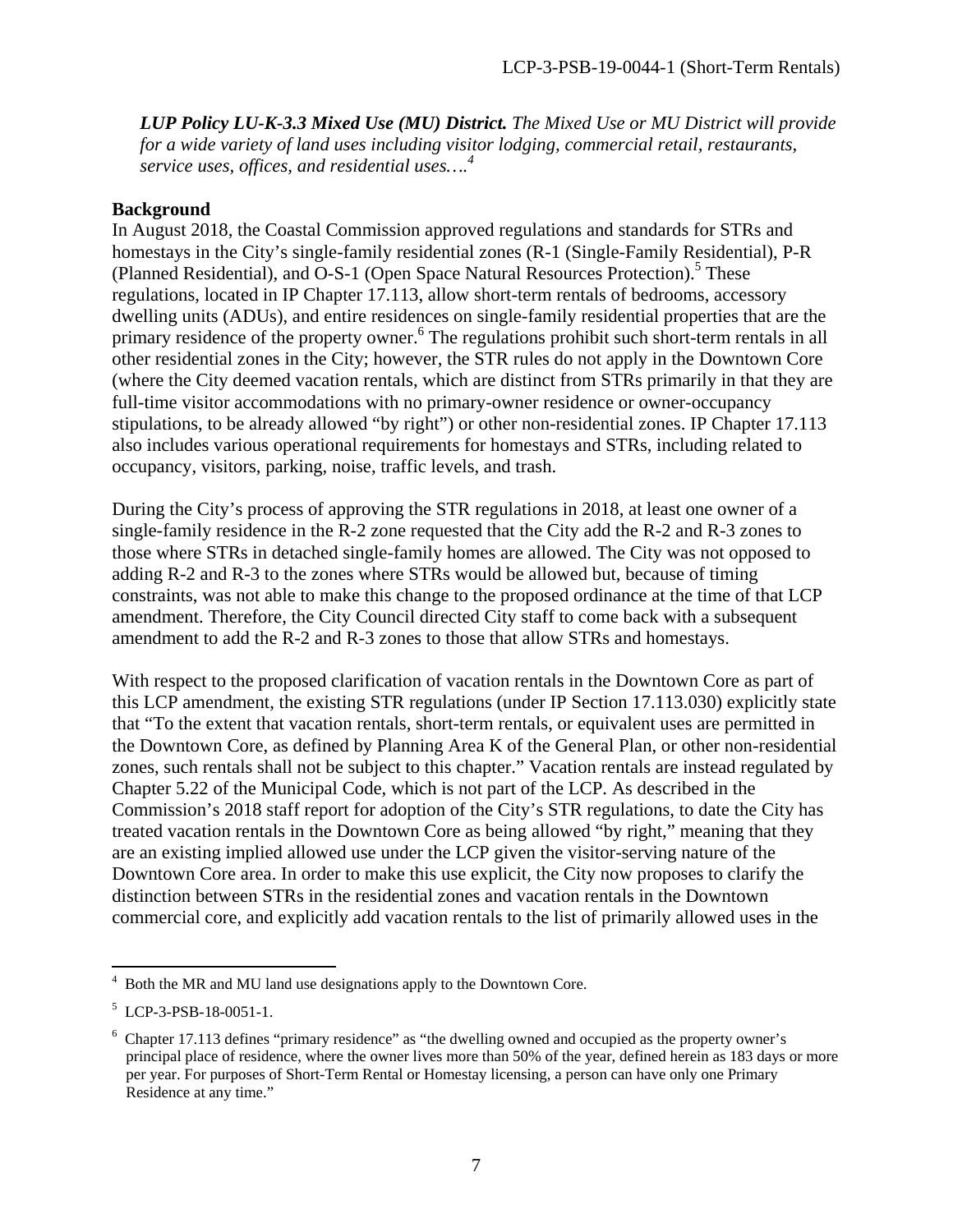***LUP Policy LU-K-3.3 Mixed Use (MU) District.*** *The Mixed Use or MU District will provide for a wide variety of land uses including visitor lodging, commercial retail, restaurants, service uses, offices, and residential uses….*[4]

**Background**

In August 2018, the Coastal Commission approved regulations and standards for STRs and homestays in the City's single-family residential zones (R-1 (Single-Family Residential), P-R (Planned Residential), and O-S-1 (Open Space Natural Resources Protection).[5] These regulations, located in IP Chapter 17.113, allow short-term rentals of bedrooms, accessory dwelling units (ADUs), and entire residences on single-family residential properties that are the primary residence of the property owner.[6] The regulations prohibit such short-term rentals in all other residential zones in the City; however, the STR rules do not apply in the Downtown Core (where the City deemed vacation rentals, which are distinct from STRs primarily in that they are full-time visitor accommodations with no primary-owner residence or owner-occupancy stipulations, to be already allowed "by right") or other non-residential zones. IP Chapter 17.113 also includes various operational requirements for homestays and STRs, including related to occupancy, visitors, parking, noise, traffic levels, and trash.

During the City's process of approving the STR regulations in 2018, at least one owner of a single-family residence in the R-2 zone requested that the City add the R-2 and R-3 zones to those where STRs in detached single-family homes are allowed. The City was not opposed to adding R-2 and R-3 to the zones where STRs would be allowed but, because of timing constraints, was not able to make this change to the proposed ordinance at the time of that LCP amendment. Therefore, the City Council directed City staff to come back with a subsequent amendment to add the R-2 and R-3 zones to those that allow STRs and homestays.

With respect to the proposed clarification of vacation rentals in the Downtown Core as part of this LCP amendment, the existing STR regulations (under IP Section 17.113.030) explicitly state that "To the extent that vacation rentals, short-term rentals, or equivalent uses are permitted in the Downtown Core, as defined by Planning Area K of the General Plan, or other non-residential zones, such rentals shall not be subject to this chapter." Vacation rentals are instead regulated by Chapter 5.22 of the Municipal Code, which is not part of the LCP. As described in the Commission's 2018 staff report for adoption of the City's STR regulations, to date the City has treated vacation rentals in the Downtown Core as being allowed "by right," meaning that they are an existing implied allowed use under the LCP given the visitor-serving nature of the Downtown Core area. In order to make this use explicit, the City now proposes to clarify the distinction between STRs in the residential zones and vacation rentals in the Downtown commercial core, and explicitly add vacation rentals to the list of primarily allowed uses in the

---

[4] Both the MR and MU land use designations apply to the Downtown Core.

[5] LCP-3-PSB-18-0051-1.

[6] Chapter 17.113 defines "primary residence" as "the dwelling owned and occupied as the property owner's principal place of residence, where the owner lives more than 50% of the year, defined herein as 183 days or more per year. For purposes of Short-Term Rental or Homestay licensing, a person can have only one Primary Residence at any time."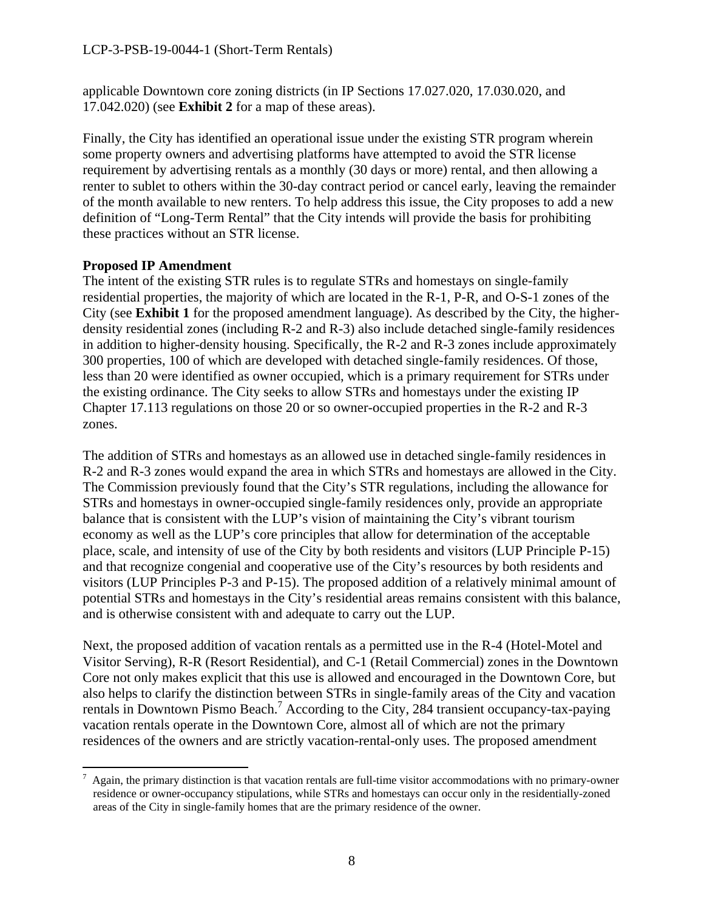applicable Downtown core zoning districts (in IP Sections 17.027.020, 17.030.020, and 17.042.020) (see **Exhibit 2** for a map of these areas).

Finally, the City has identified an operational issue under the existing STR program wherein some property owners and advertising platforms have attempted to avoid the STR license requirement by advertising rentals as a monthly (30 days or more) rental, and then allowing a renter to sublet to others within the 30-day contract period or cancel early, leaving the remainder of the month available to new renters. To help address this issue, the City proposes to add a new definition of "Long-Term Rental" that the City intends will provide the basis for prohibiting these practices without an STR license.

**Proposed IP Amendment**

The intent of the existing STR rules is to regulate STRs and homestays on single-family residential properties, the majority of which are located in the R-1, P-R, and O-S-1 zones of the City (see **Exhibit 1** for the proposed amendment language). As described by the City, the higher-density residential zones (including R-2 and R-3) also include detached single-family residences in addition to higher-density housing. Specifically, the R-2 and R-3 zones include approximately 300 properties, 100 of which are developed with detached single-family residences. Of those, less than 20 were identified as owner occupied, which is a primary requirement for STRs under the existing ordinance. The City seeks to allow STRs and homestays under the existing IP Chapter 17.113 regulations on those 20 or so owner-occupied properties in the R-2 and R-3 zones.

The addition of STRs and homestays as an allowed use in detached single-family residences in R-2 and R-3 zones would expand the area in which STRs and homestays are allowed in the City. The Commission previously found that the City's STR regulations, including the allowance for STRs and homestays in owner-occupied single-family residences only, provide an appropriate balance that is consistent with the LUP's vision of maintaining the City's vibrant tourism economy as well as the LUP's core principles that allow for determination of the acceptable place, scale, and intensity of use of the City by both residents and visitors (LUP Principle P-15) and that recognize congenial and cooperative use of the City's resources by both residents and visitors (LUP Principles P-3 and P-15). The proposed addition of a relatively minimal amount of potential STRs and homestays in the City's residential areas remains consistent with this balance, and is otherwise consistent with and adequate to carry out the LUP.

Next, the proposed addition of vacation rentals as a permitted use in the R-4 (Hotel-Motel and Visitor Serving), R-R (Resort Residential), and C-1 (Retail Commercial) zones in the Downtown Core not only makes explicit that this use is allowed and encouraged in the Downtown Core, but also helps to clarify the distinction between STRs in single-family areas of the City and vacation rentals in Downtown Pismo Beach.[7] According to the City, 284 transient occupancy-tax-paying vacation rentals operate in the Downtown Core, almost all of which are not the primary residences of the owners and are strictly vacation-rental-only uses. The proposed amendment

[7] Again, the primary distinction is that vacation rentals are full-time visitor accommodations with no primary-owner residence or owner-occupancy stipulations, while STRs and homestays can occur only in the residentially-zoned areas of the City in single-family homes that are the primary residence of the owner.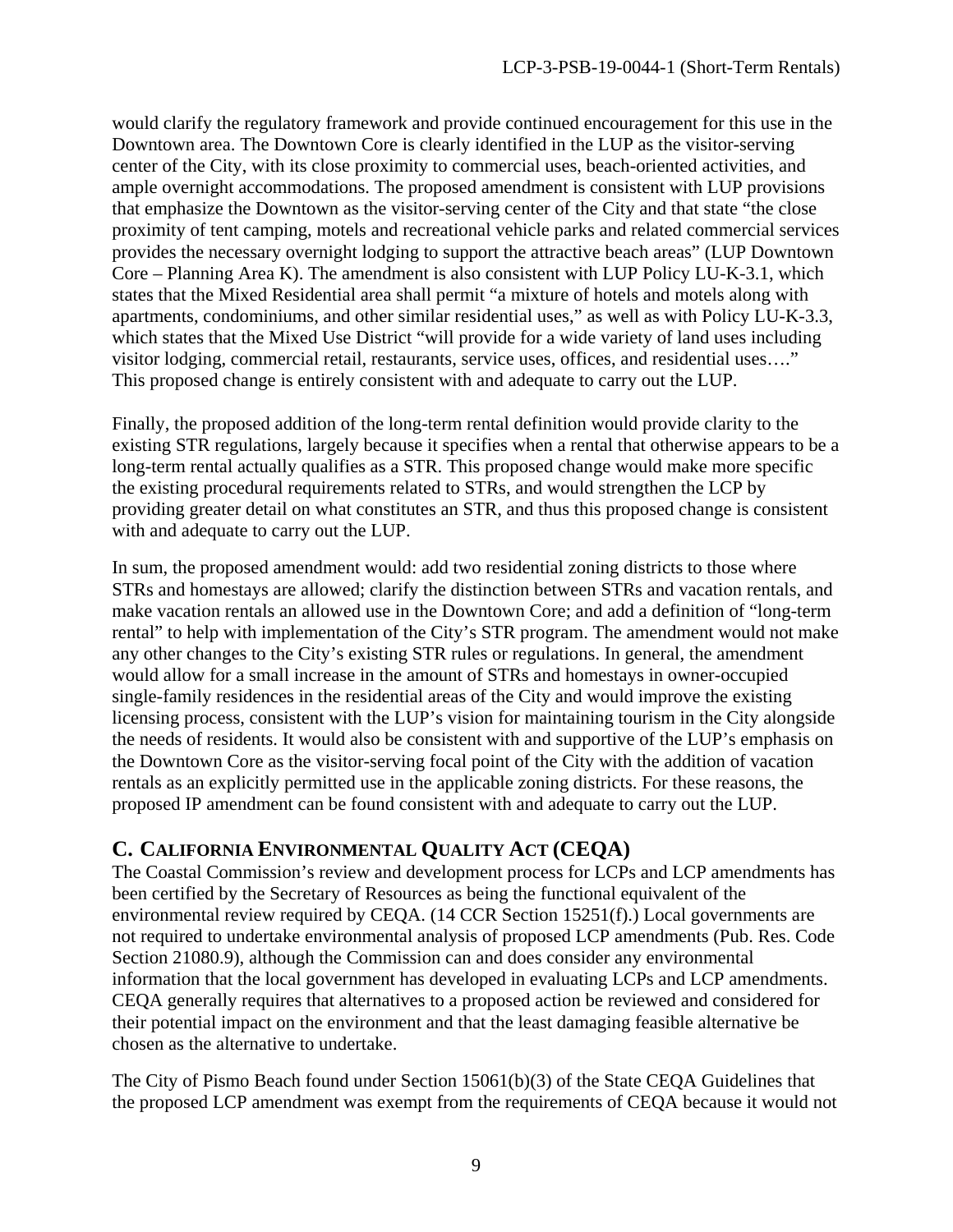would clarify the regulatory framework and provide continued encouragement for this use in the Downtown area. The Downtown Core is clearly identified in the LUP as the visitor-serving center of the City, with its close proximity to commercial uses, beach-oriented activities, and ample overnight accommodations. The proposed amendment is consistent with LUP provisions that emphasize the Downtown as the visitor-serving center of the City and that state "the close proximity of tent camping, motels and recreational vehicle parks and related commercial services provides the necessary overnight lodging to support the attractive beach areas" (LUP Downtown Core – Planning Area K). The amendment is also consistent with LUP Policy LU-K-3.1, which states that the Mixed Residential area shall permit "a mixture of hotels and motels along with apartments, condominiums, and other similar residential uses," as well as with Policy LU-K-3.3, which states that the Mixed Use District "will provide for a wide variety of land uses including visitor lodging, commercial retail, restaurants, service uses, offices, and residential uses…." This proposed change is entirely consistent with and adequate to carry out the LUP.

Finally, the proposed addition of the long-term rental definition would provide clarity to the existing STR regulations, largely because it specifies when a rental that otherwise appears to be a long-term rental actually qualifies as a STR. This proposed change would make more specific the existing procedural requirements related to STRs, and would strengthen the LCP by providing greater detail on what constitutes an STR, and thus this proposed change is consistent with and adequate to carry out the LUP.

In sum, the proposed amendment would: add two residential zoning districts to those where STRs and homestays are allowed; clarify the distinction between STRs and vacation rentals, and make vacation rentals an allowed use in the Downtown Core; and add a definition of "long-term rental" to help with implementation of the City's STR program. The amendment would not make any other changes to the City's existing STR rules or regulations. In general, the amendment would allow for a small increase in the amount of STRs and homestays in owner-occupied single-family residences in the residential areas of the City and would improve the existing licensing process, consistent with the LUP's vision for maintaining tourism in the City alongside the needs of residents. It would also be consistent with and supportive of the LUP's emphasis on the Downtown Core as the visitor-serving focal point of the City with the addition of vacation rentals as an explicitly permitted use in the applicable zoning districts. For these reasons, the proposed IP amendment can be found consistent with and adequate to carry out the LUP.

## C. California Environmental Quality Act (CEQA)

The Coastal Commission's review and development process for LCPs and LCP amendments has been certified by the Secretary of Resources as being the functional equivalent of the environmental review required by CEQA. (14 CCR Section 15251(f).) Local governments are not required to undertake environmental analysis of proposed LCP amendments (Pub. Res. Code Section 21080.9), although the Commission can and does consider any environmental information that the local government has developed in evaluating LCPs and LCP amendments. CEQA generally requires that alternatives to a proposed action be reviewed and considered for their potential impact on the environment and that the least damaging feasible alternative be chosen as the alternative to undertake.

The City of Pismo Beach found under Section 15061(b)(3) of the State CEQA Guidelines that the proposed LCP amendment was exempt from the requirements of CEQA because it would not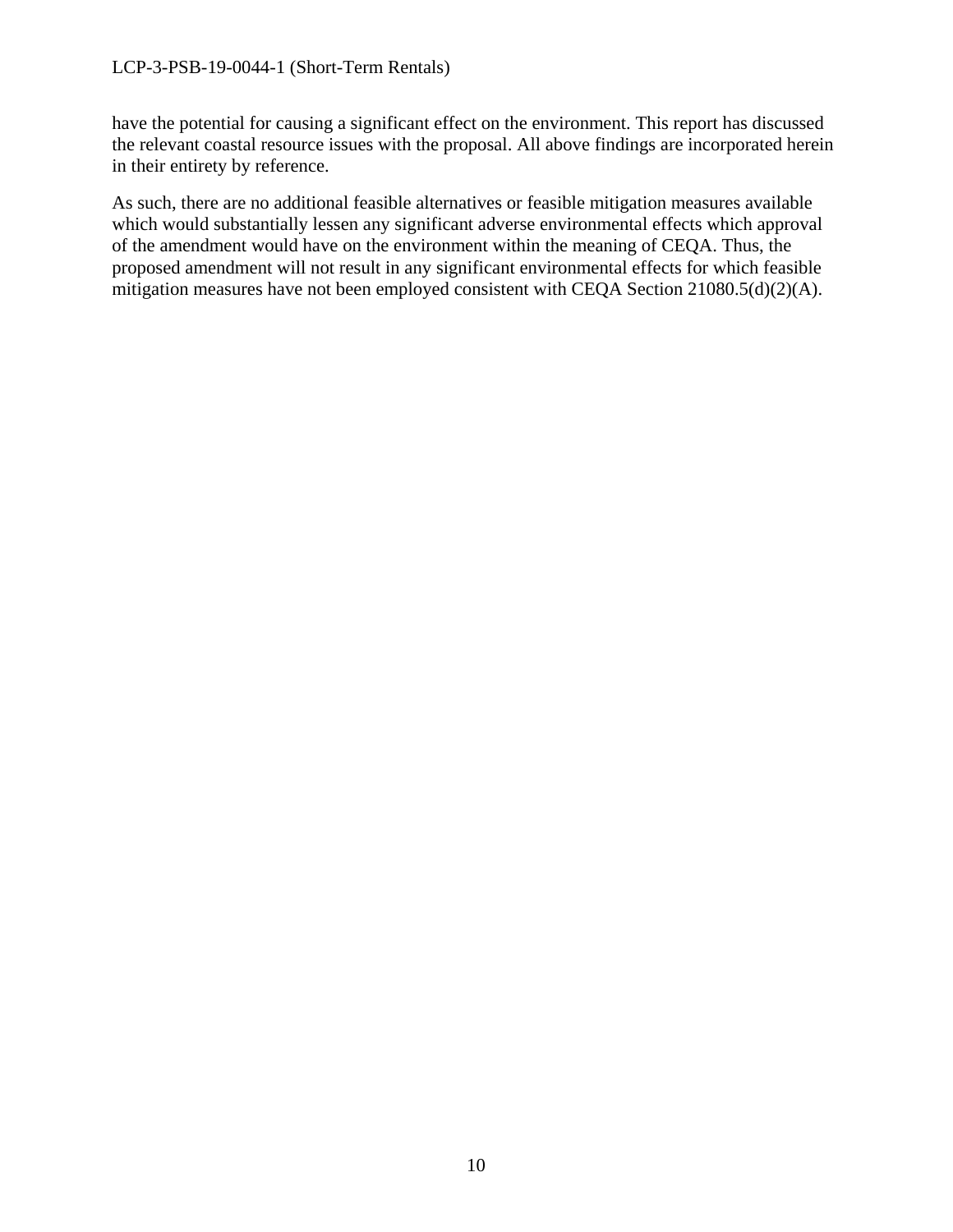have the potential for causing a significant effect on the environment. This report has discussed the relevant coastal resource issues with the proposal. All above findings are incorporated herein in their entirety by reference.

As such, there are no additional feasible alternatives or feasible mitigation measures available which would substantially lessen any significant adverse environmental effects which approval of the amendment would have on the environment within the meaning of CEQA. Thus, the proposed amendment will not result in any significant environmental effects for which feasible mitigation measures have not been employed consistent with CEQA Section 21080.5(d)(2)(A).